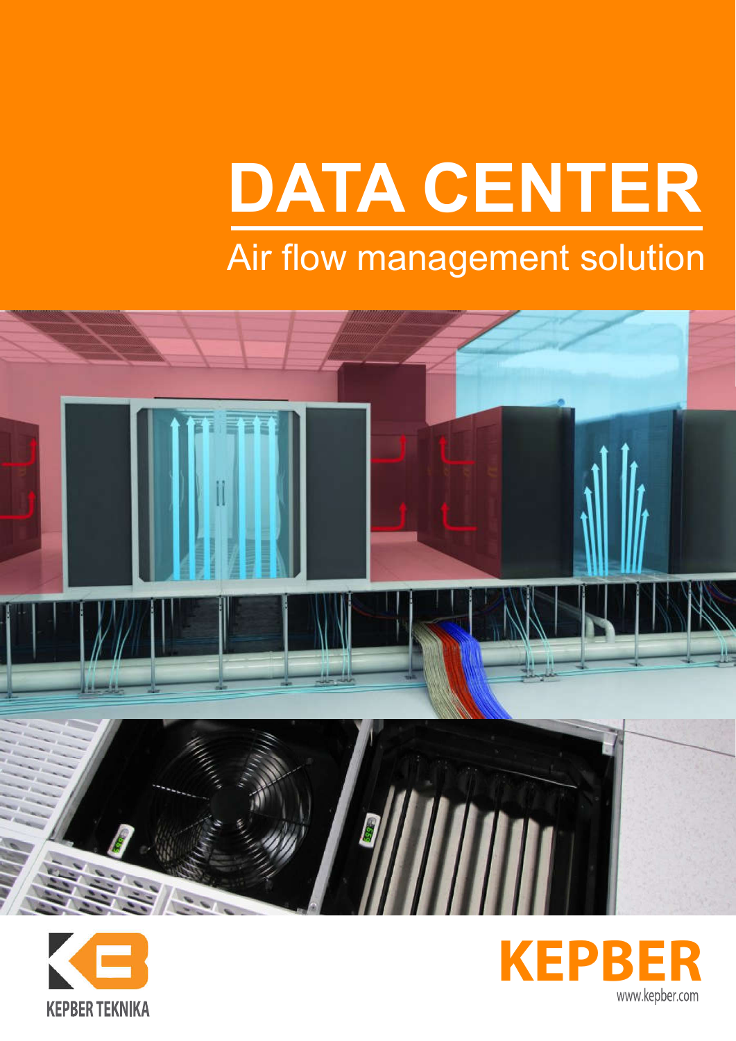# DATA CENTER

## Air flow management solution

KEPBER TEKNIKA

KEPBER

www.kepber.com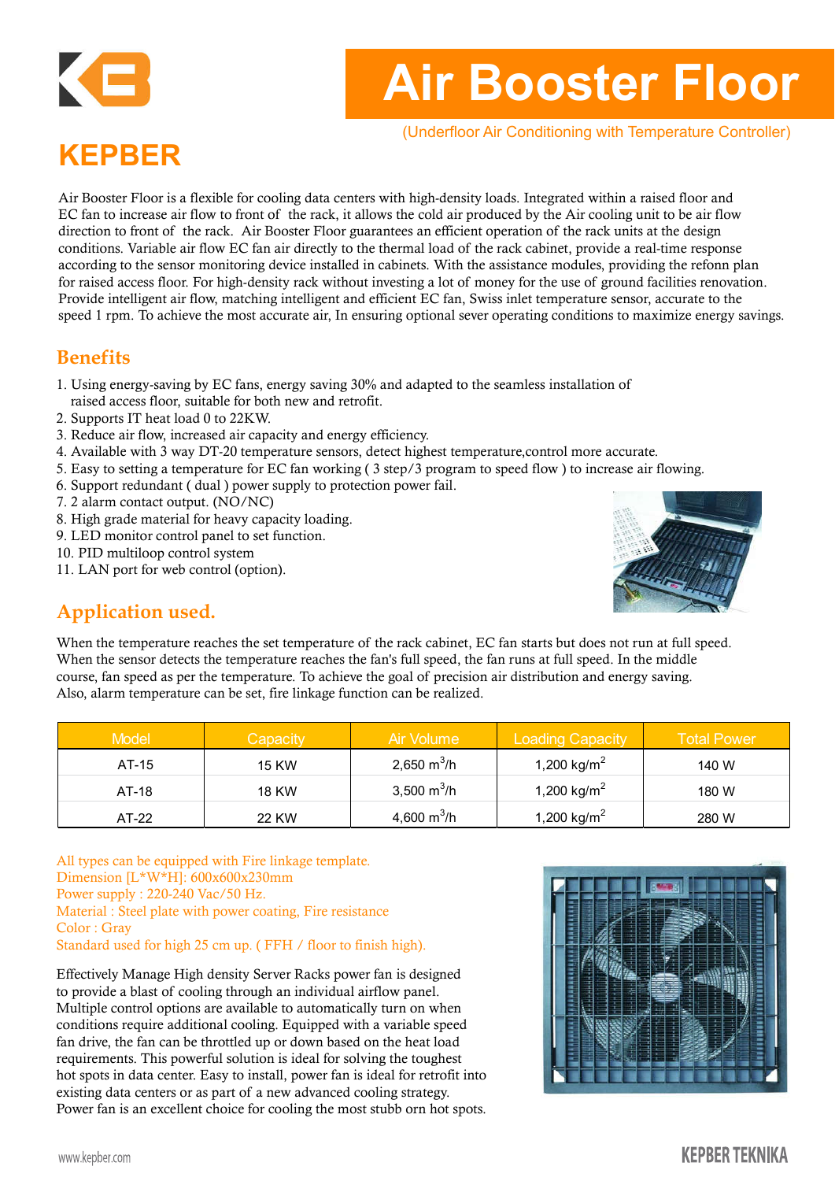# KEPBER

# Air Booster Floor

(Underfloor Air Conditioning with Temperature Controller)

Air Booster Floor is a flexible for cooling data centers with high-density loads. Integrated within a raised floor and EC fan to increase air flow to front of the rack, it allows the cold air produced by the Air cooling unit to be air flow direction to front of the rack. Air Booster Floor guarantees an efficient operation of the rack units at the design conditions. Variable air flow EC fan air directly to the thermal load of the rack cabinet, provide a real-time response according to the sensor monitoring device installed in cabinets. With the assistance modules, providing the refonn plan for raised access floor. For high-density rack without investing a lot of money for the use of ground facilities renovation. Provide intelligent air flow, matching intelligent and efficient EC fan, Swiss inlet temperature sensor, accurate to the speed 1 rpm. To achieve the most accurate air, In ensuring optional sever operating conditions to maximize energy savings.

## Benefits

1. Using energy-saving by EC fans, energy saving 30% and adapted to the seamless installation of raised access floor, suitable for both new and retrofit.
2. Supports IT heat load 0 to 22KW.
3. Reduce air flow, increased air capacity and energy efficiency.
4. Available with 3 way DT-20 temperature sensors, detect highest temperature,control more accurate.
5. Easy to setting a temperature for EC fan working ( 3 step/3 program to speed flow ) to increase air flowing.
6. Support redundant ( dual ) power supply to protection power fail.
7. 2 alarm contact output. (NO/NC)
8. High grade material for heavy capacity loading.
9. LED monitor control panel to set function.
10. PID multiloop control system
11. LAN port for web control (option).

## Application used.

When the temperature reaches the set temperature of the rack cabinet, EC fan starts but does not run at full speed. When the sensor detects the temperature reaches the fan's full speed, the fan runs at full speed. In the middle course, fan speed as per the temperature. To achieve the goal of precision air distribution and energy saving. Also, alarm temperature can be set, fire linkage function can be realized.

| Model | Capacity | Air Volume | Loading Capacity | Total Power |
|---|---|---|---|---|
| AT-15 | 15 KW | 2,650 $m^3$/h | 1,200 kg/$m^2$ | 140 W |
| AT-18 | 18 KW | 3,500 $m^3$/h | 1,200 kg/$m^2$ | 180 W |
| AT-22 | 22 KW | 4,600 $m^3$/h | 1,200 kg/$m^2$ | 280 W |

All types can be equipped with Fire linkage template.
Dimension [L*W*H]: 600x600x230mm
Power supply : 220-240 Vac/50 Hz.
Material : Steel plate with power coating, Fire resistance
Color : Gray
Standard used for high 25 cm up. ( FFH / floor to finish high).

Effectively Manage High density Server Racks power fan is designed to provide a blast of cooling through an individual airflow panel. Multiple control options are available to automatically turn on when conditions require additional cooling. Equipped with a variable speed fan drive, the fan can be throttled up or down based on the heat load requirements. This powerful solution is ideal for solving the toughest hot spots in data center. Easy to install, power fan is ideal for retrofit into existing data centers or as part of a new advanced cooling strategy. Power fan is an excellent choice for cooling the most stubb orn hot spots.

www.kepber.com

KEPBER TEKNIKA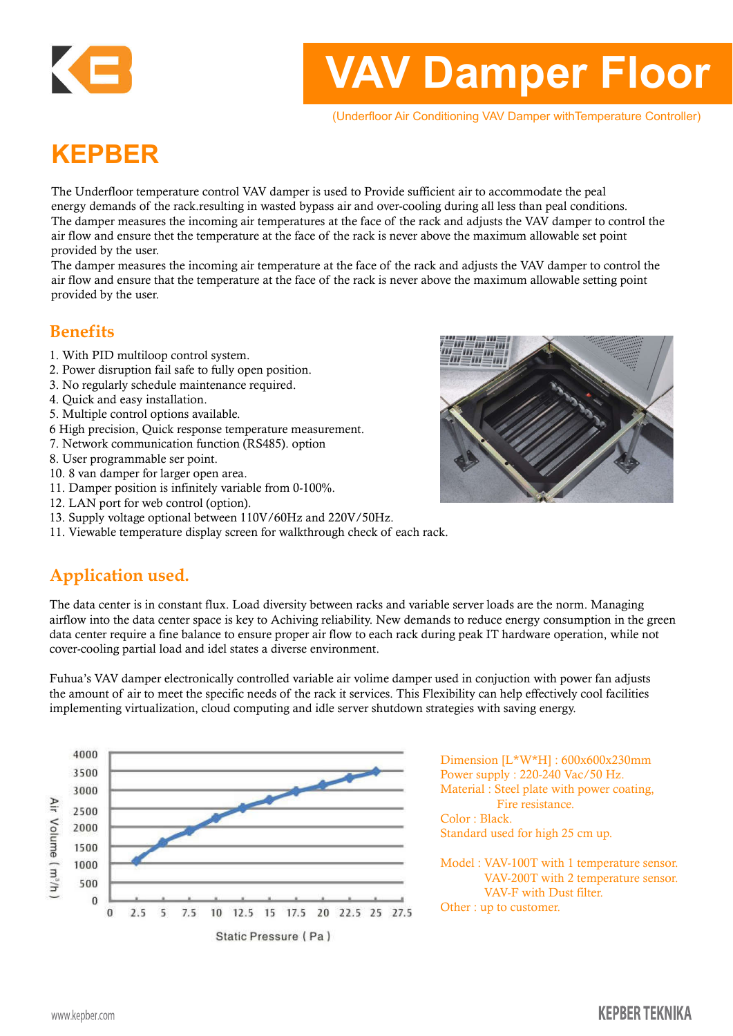# VAV Damper Floor

(Underfloor Air Conditioning VAV Damper withTemperature Controller)

## KEPBER

The Underfloor temperature control VAV damper is used to Provide sufficient air to accommodate the peal energy demands of the rack.resulting in wasted bypass air and over-cooling during all less than peal conditions.
The damper measures the incoming air temperatures at the face of the rack and adjusts the VAV damper to control the air flow and ensure thet the temperature at the face of the rack is never above the maximum allowable set point provided by the user.
The damper measures the incoming air temperature at the face of the rack and adjusts the VAV damper to control the air flow and ensure that the temperature at the face of the rack is never above the maximum allowable setting point provided by the user.

### Benefits

1. With PID multiloop control system.
2. Power disruption fail safe to fully open position.
3. No regularly schedule maintenance required.
4. Quick and easy installation.
5. Multiple control options available.
6 High precision, Quick response temperature measurement.
7. Network communication function (RS485). option
8. User programmable ser point.
10. 8 van damper for larger open area.
11. Damper position is infinitely variable from 0-100%.
12. LAN port for web control (option).
13. Supply voltage optional between 110V/60Hz and 220V/50Hz.
11. Viewable temperature display screen for walkthrough check of each rack.

### Application used.

The data center is in constant flux. Load diversity between racks and variable server loads are the norm. Managing airflow into the data center space is key to Achiving reliability. New demands to reduce energy consumption in the green data center require a fine balance to ensure proper air flow to each rack during peak IT hardware operation, while not cover-cooling partial load and idel states a diverse environment.

Fuhua's VAV damper electronically controlled variable air volime damper used in conjuction with power fan adjusts the amount of air to meet the specific needs of the rack it services. This Flexibility can help effectively cool facilities implementing virtualization, cloud computing and idle server shutdown strategies with saving energy.

Dimension [L*W*H] : 600x600x230mm
Power supply : 220-240 Vac/50 Hz.
Material : Steel plate with power coating,
Fire resistance.
Color : Black.
Standard used for high 25 cm up.

Model : VAV-100T with 1 temperature sensor.
VAV-200T with 2 temperature sensor.
VAV-F with Dust filter.
Other : up to customer.

www.kepber.com

KEPBER TEKNIKA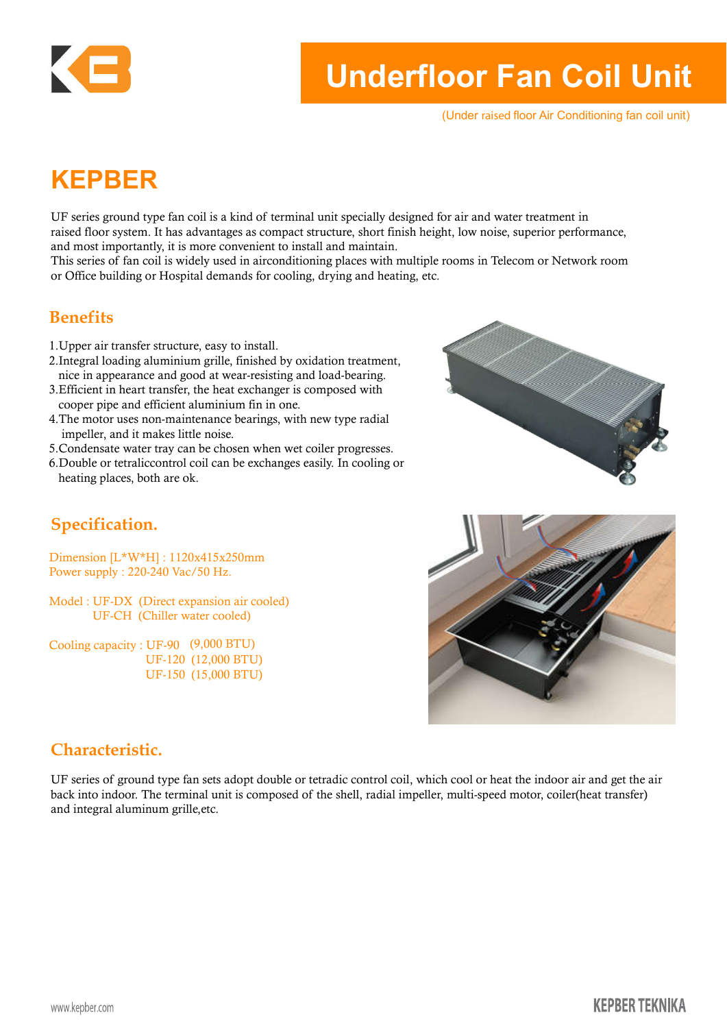# Underfloor Fan Coil Unit

(Under raised floor Air Conditioning fan coil unit)

## KEPBER

UF series ground type fan coil is a kind of terminal unit specially designed for air and water treatment in raised floor system. It has advantages as compact structure, short finish height, low noise, superior performance, and most importantly, it is more convenient to install and maintain.
This series of fan coil is widely used in airconditioning places with multiple rooms in Telecom or Network room or Office building or Hospital demands for cooling, drying and heating, etc.

### Benefits

1. Upper air transfer structure, easy to install.
2. Integral loading aluminium grille, finished by oxidation treatment, nice in appearance and good at wear-resisting and load-bearing.
3. Efficient in heart transfer, the heat exchanger is composed with cooper pipe and efficient aluminium fin in one.
4. The motor uses non-maintenance bearings, with new type radial impeller, and it makes little noise.
5. Condensate water tray can be chosen when wet coiler progresses.
6. Double or tetraliccontrol coil can be exchanges easily. In cooling or heating places, both are ok.

### Specification.

Dimension [L*W*H] : 1120x415x250mm
Power supply : 220-240 Vac/50 Hz.

Model : UF-DX (Direct expansion air cooled)
UF-CH (Chiller water cooled)

Cooling capacity : UF-90 (9,000 BTU)
UF-120 (12,000 BTU)
UF-150 (15,000 BTU)

### Characteristic.

UF series of ground type fan sets adopt double or tetradic control coil, which cool or heat the indoor air and get the air back into indoor. The terminal unit is composed of the shell, radial impeller, multi-speed motor, coiler(heat transfer) and integral aluminum grille,etc.

www.kepber.com

KEPBER TEKNIKA